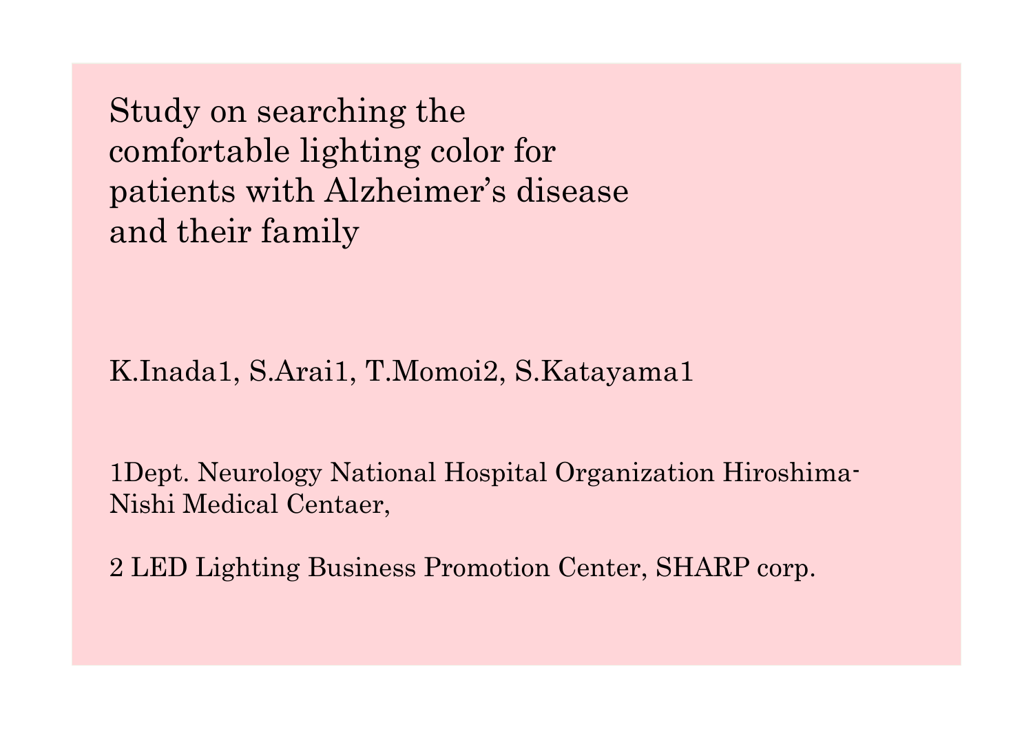# Study on searching the comfortable lighting color for patients with Alzheimer's disease and their family

K.Inada[1], S.Arai[1], T.Momoi[2], S.Katayama[1]

[1]Dept. Neurology National Hospital Organization Hiroshima-Nishi Medical Centaer,

[2] LED Lighting Business Promotion Center, SHARP corp.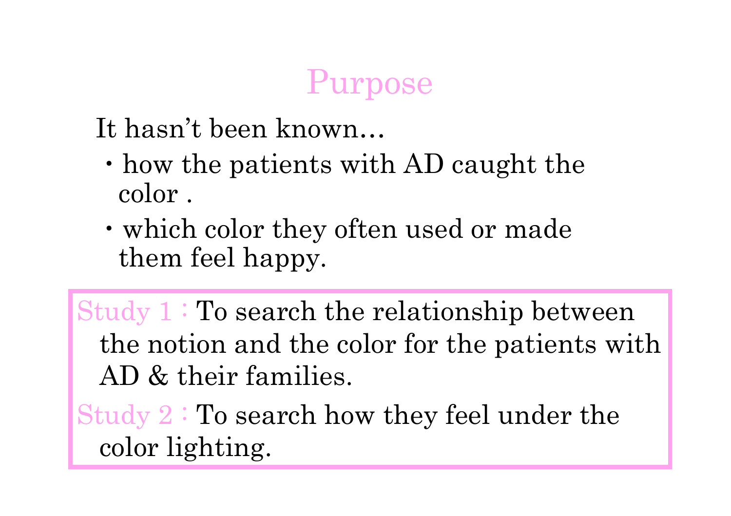# Purpose

It hasn't been known…

- how the patients with AD caught the color .
- which color they often used or made them feel happy.

Study 1 : To search the relationship between the notion and the color for the patients with AD & their families.

Study 2 : To search how they feel under the color lighting.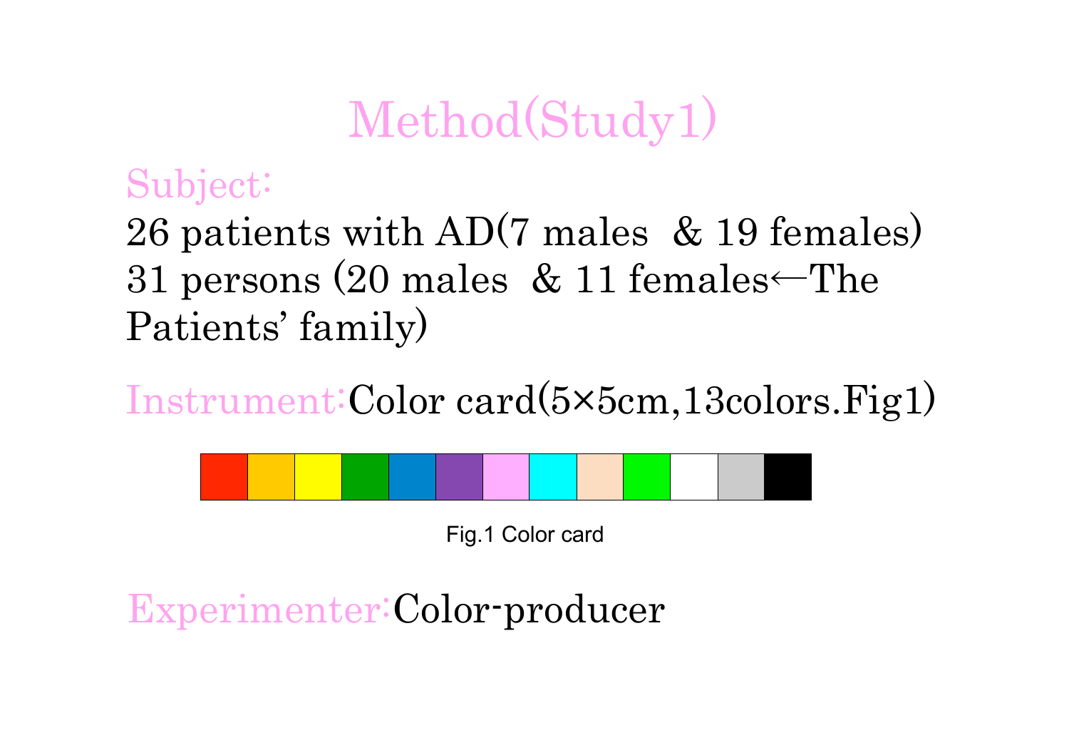# Method(Study1)

Subject:

26 patients with AD(7 males & 19 females)
31 persons (20 males & 11 females←The Patients' family)

Instrument:Color card(5×5cm,13colors.Fig1)

Fig.1 Color card

Experimenter:Color-producer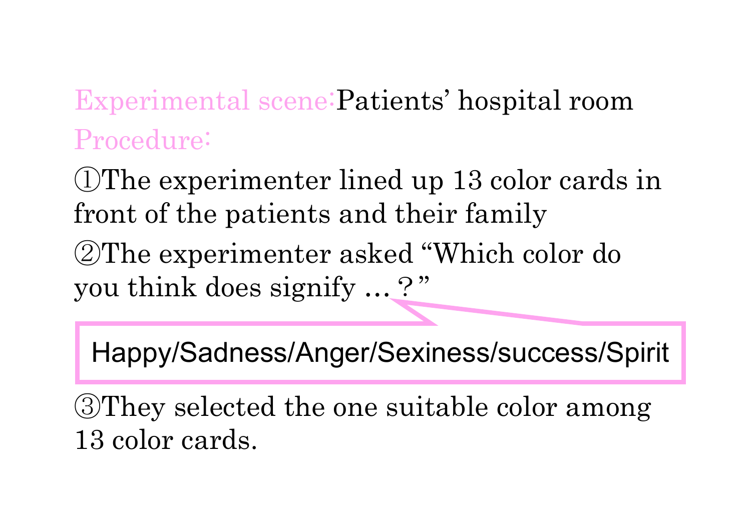Experimental scene: Patients' hospital room

Procedure:

①The experimenter lined up 13 color cards in front of the patients and their family

②The experimenter asked "Which color do you think does signify … ?"

Happy/Sadness/Anger/Sexiness/success/Spirit

③They selected the one suitable color among 13 color cards.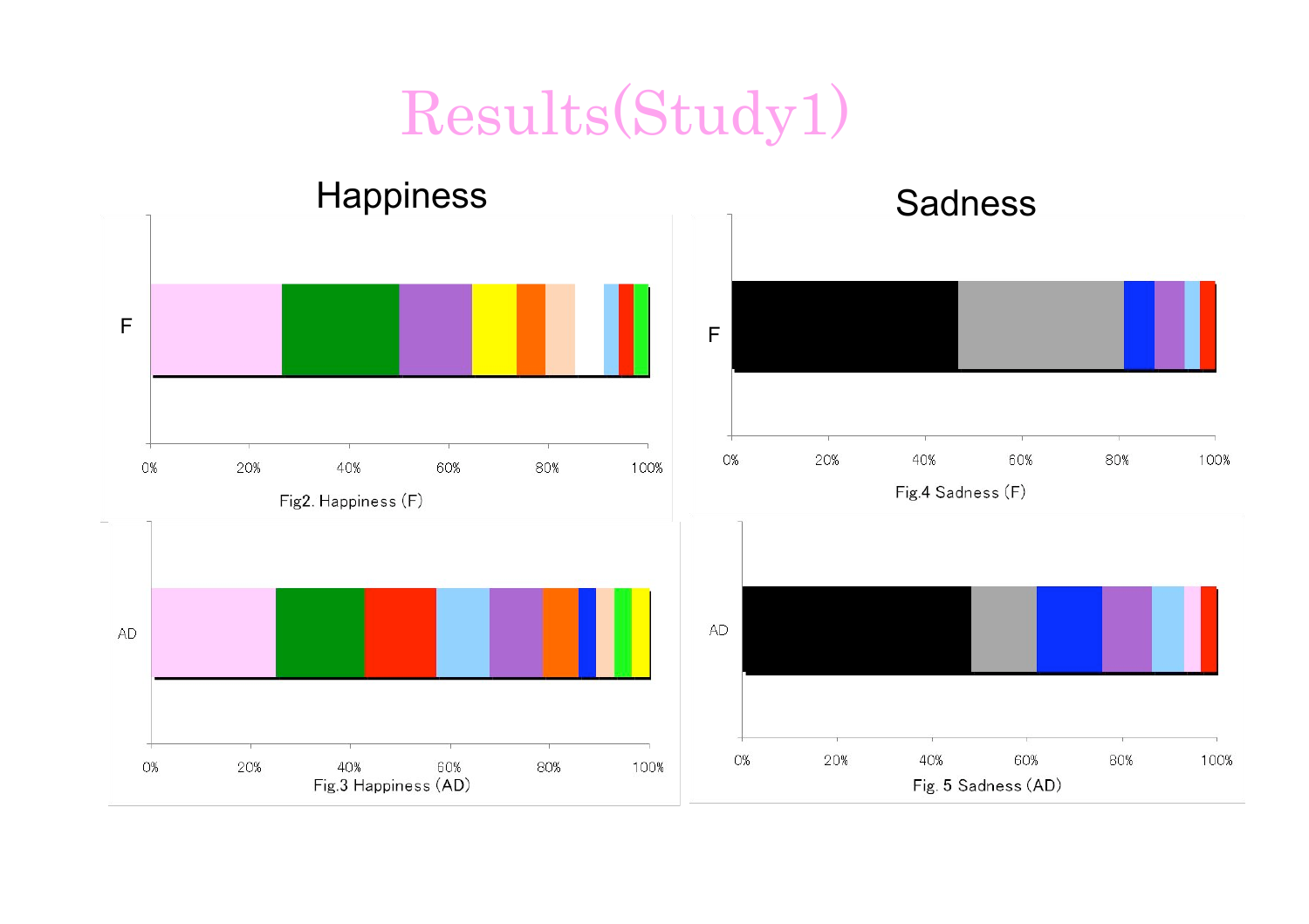# Results(Study1)

## Happiness

F

0% 20% 40% 60% 80% 100%

Fig2. Happiness (F)

AD

0% 20% 40% 60% 80% 100%

Fig.3 Happiness (AD)

## Sadness

F

0% 20% 40% 60% 80% 100%

Fig.4 Sadness (F)

AD

0% 20% 40% 60% 80% 100%

Fig. 5 Sadness (AD)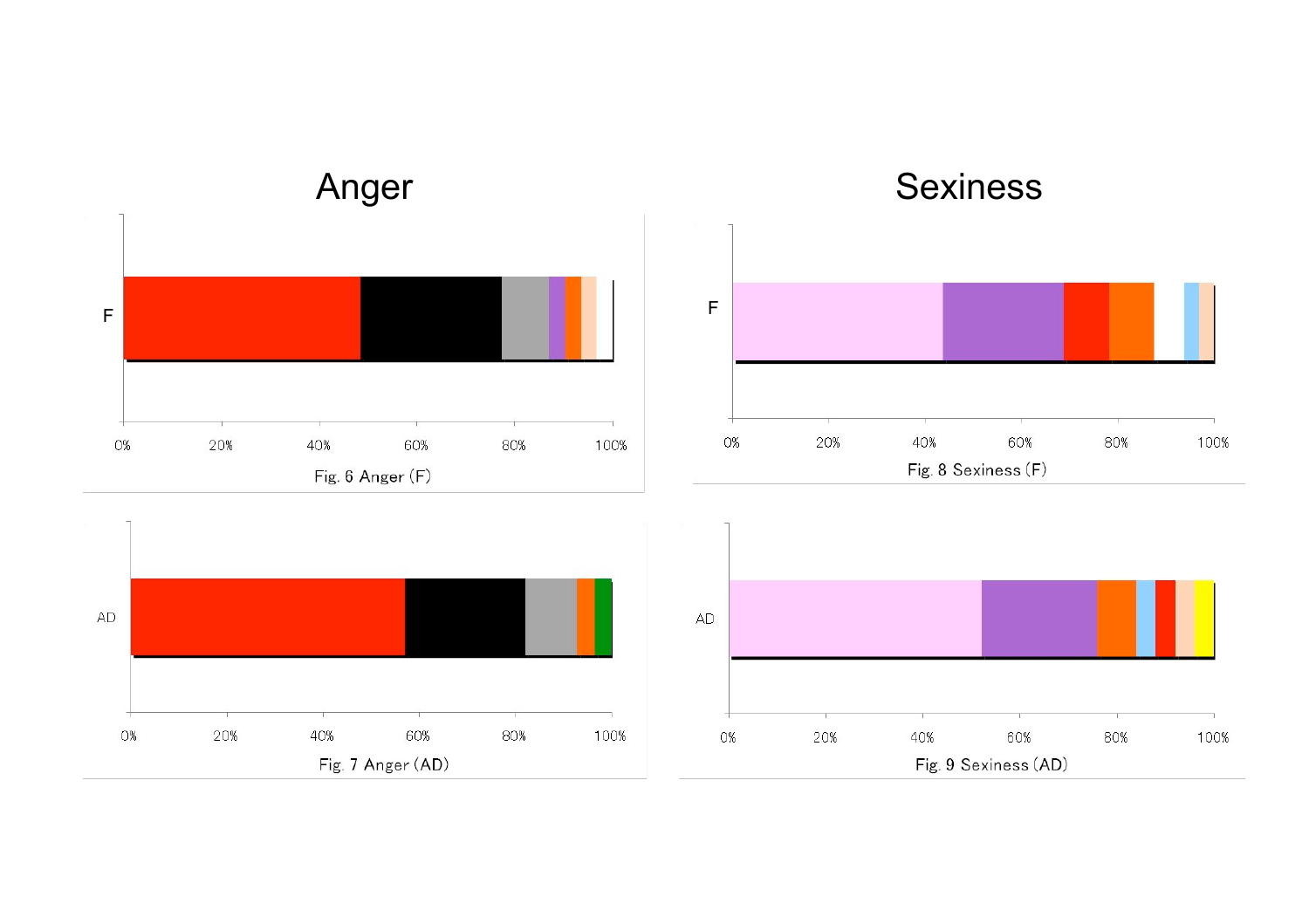## Anger

F

0% 20% 40% 60% 80% 100%

Fig. 6 Anger (F)

AD

0% 20% 40% 60% 80% 100%

Fig. 7 Anger (AD)

## Sexiness

F

0% 20% 40% 60% 80% 100%

Fig. 8 Sexiness (F)

AD

0% 20% 40% 60% 80% 100%

Fig. 9 Sexiness (AD)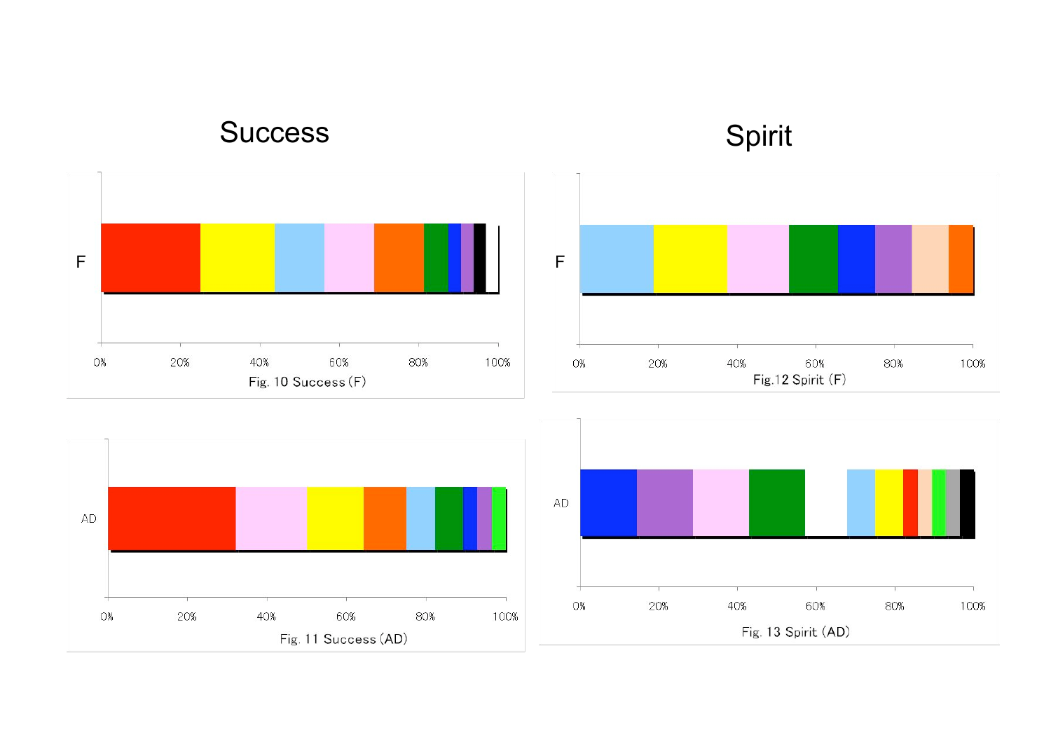## Success

F

0% 20% 40% 60% 80% 100%

Fig. 10 Success (F)

AD

0% 20% 40% 60% 80% 100%

Fig. 11 Success (AD)

## Spirit

F

0% 20% 40% 60% 80% 100%

Fig.12 Spirit (F)

AD

0% 20% 40% 60% 80% 100%

Fig. 13 Spirit (AD)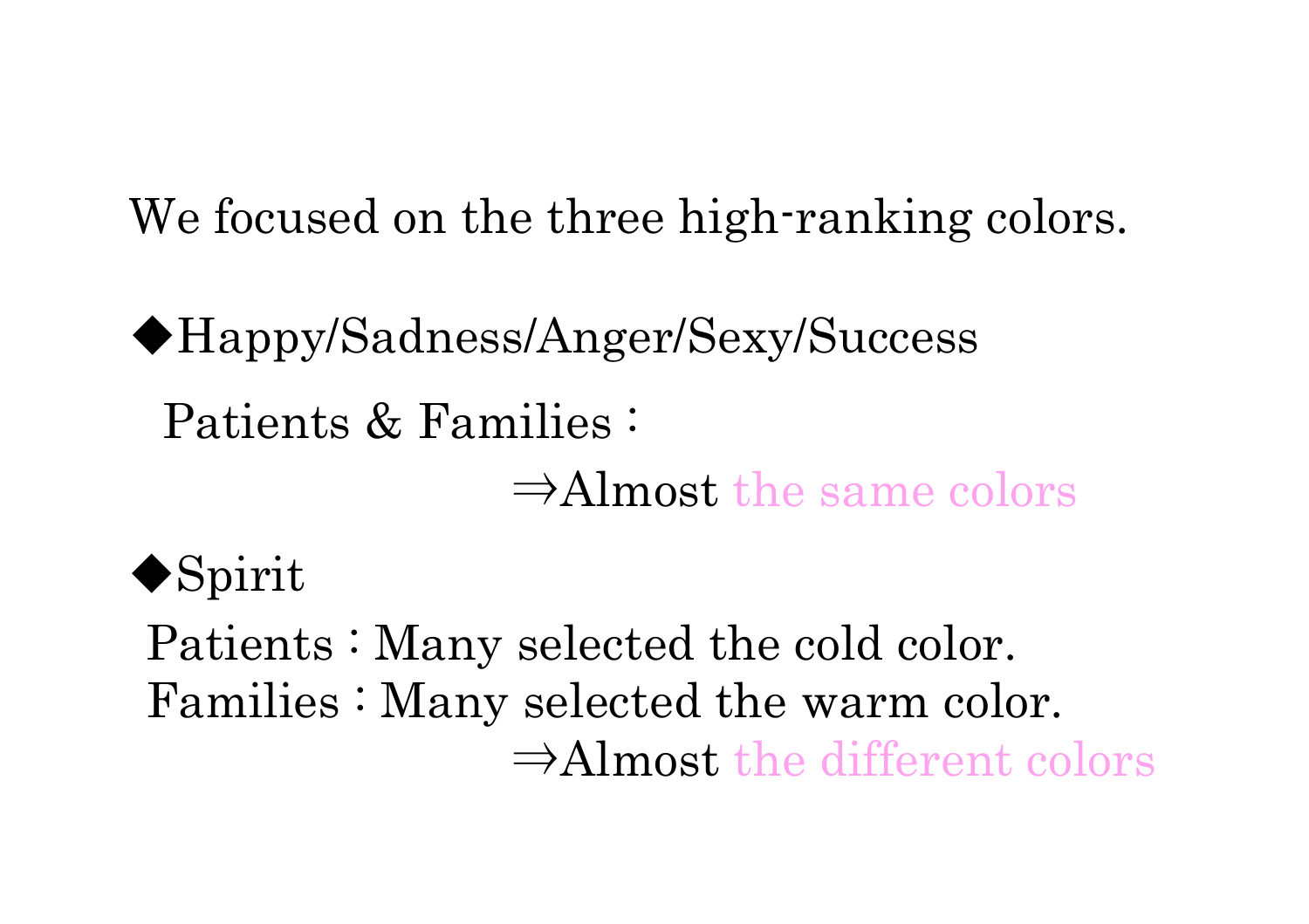We focused on the three high-ranking colors.

◆Happy/Sadness/Anger/Sexy/Success

Patients & Families：

⇒Almost the same colors

◆Spirit

Patients：Many selected the cold color.
Families：Many selected the warm color.

⇒Almost the different colors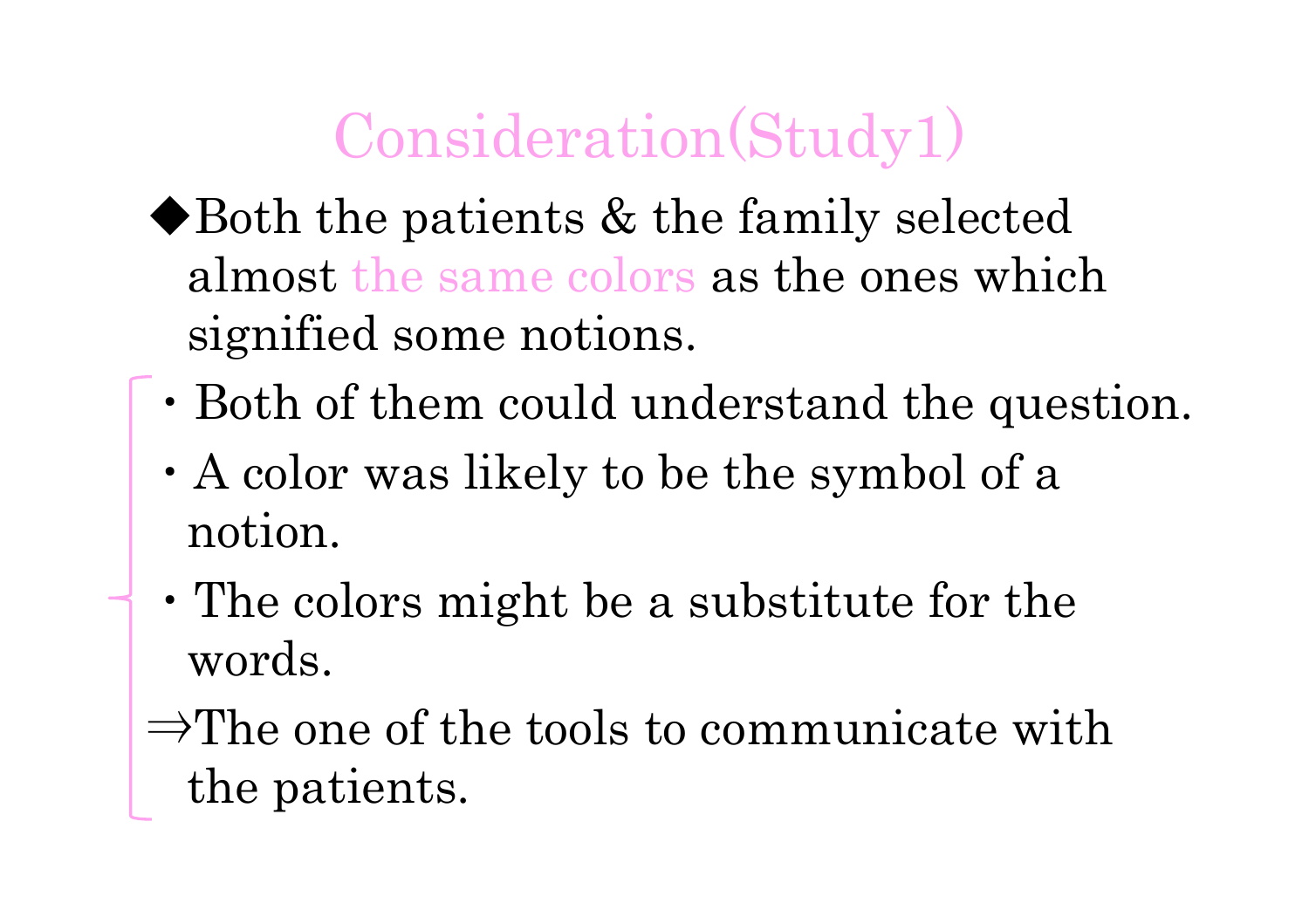# Consideration(Study1)

◆Both the patients & the family selected almost the same colors as the ones which signified some notions.

- Both of them could understand the question.
- A color was likely to be the symbol of a notion.
- The colors might be a substitute for the words.

⇒The one of the tools to communicate with the patients.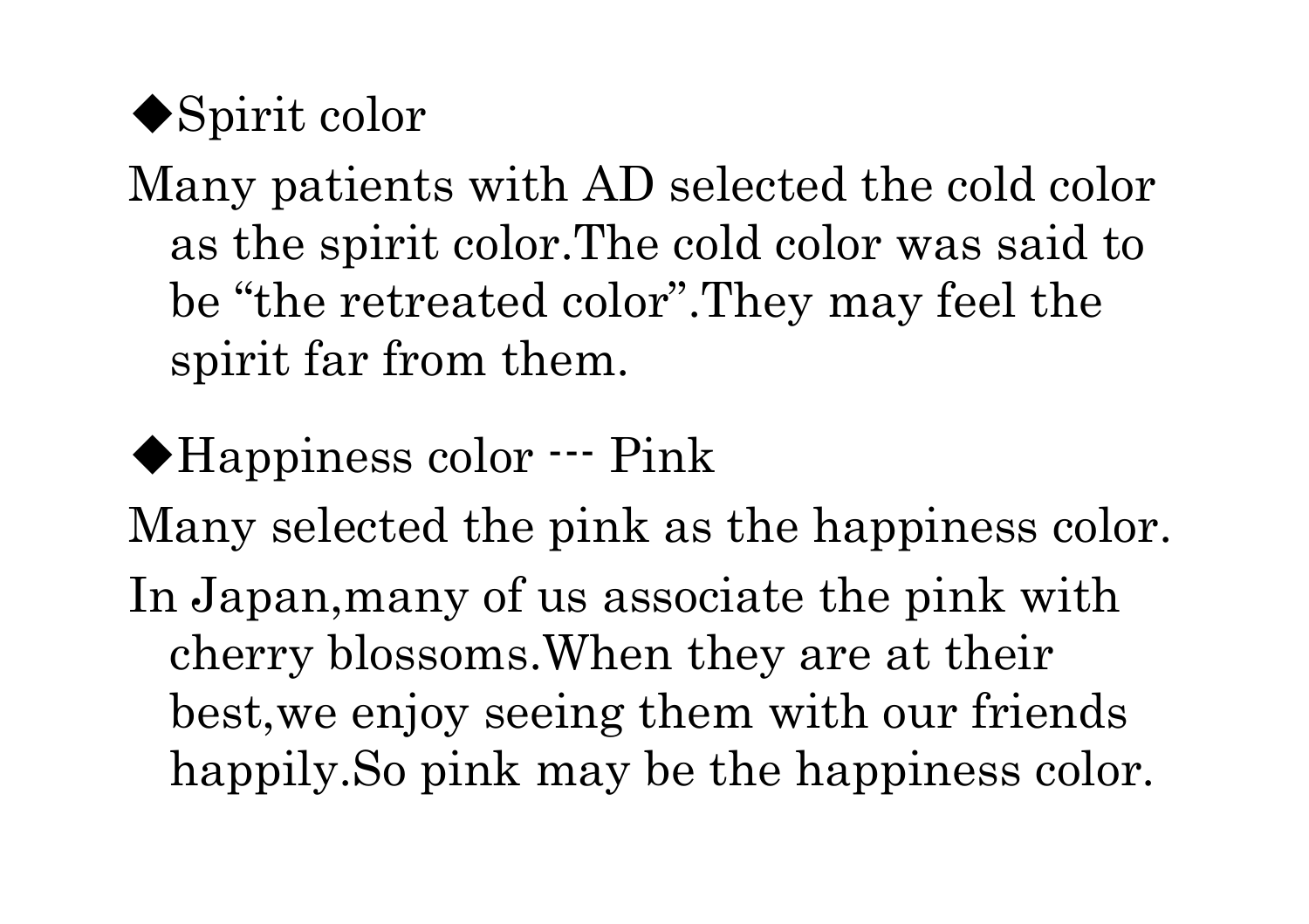◆Spirit color

Many patients with AD selected the cold color as the spirit color.The cold color was said to be “the retreated color”.They may feel the spirit far from them.

◆Happiness color --- Pink

Many selected the pink as the happiness color.

In Japan,many of us associate the pink with cherry blossoms.When they are at their best,we enjoy seeing them with our friends happily.So pink may be the happiness color.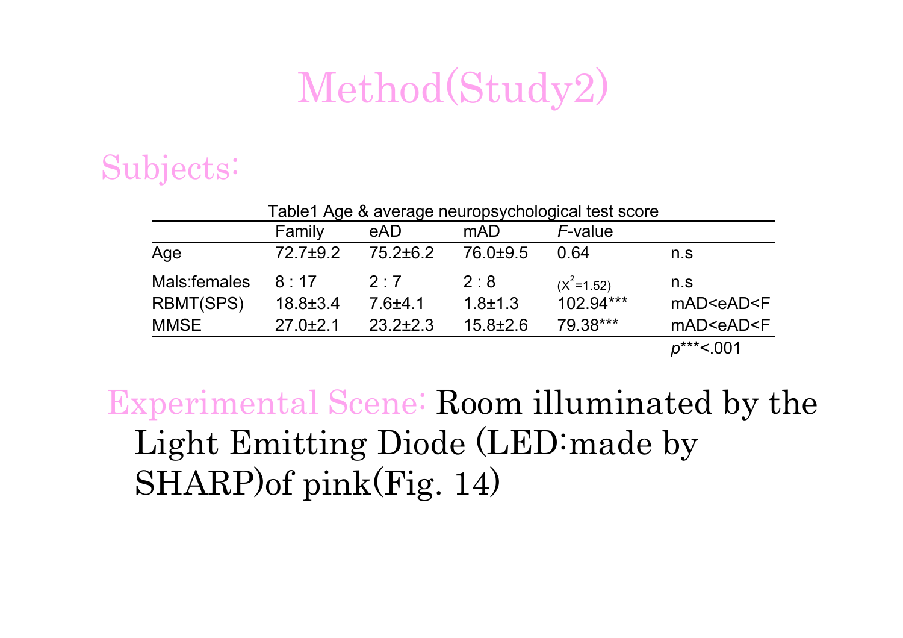# Method(Study2)

## Subjects:

Table1 Age & average neuropsychological test score

| | Family | eAD | mAD | *F*-value | |
|---|---|---|---|---|---|
| Age | 72.7±9.2 | 75.2±6.2 | 76.0±9.5 | 0.64 | n.s |
| Mals:females | 8 : 17 | 2 : 7 | 2 : 8 | ($X^2$=1.52) | n.s |
| RBMT(SPS) | 18.8±3.4 | 7.6±4.1 | 1.8±1.3 | 102.94*** | mAD<eAD<F |
| MMSE | 27.0±2.1 | 23.2±2.3 | 15.8±2.6 | 79.38*** | mAD<eAD<F |

*p****<.001

Experimental Scene: Room illuminated by the Light Emitting Diode (LED:made by SHARP)of pink(Fig. 14)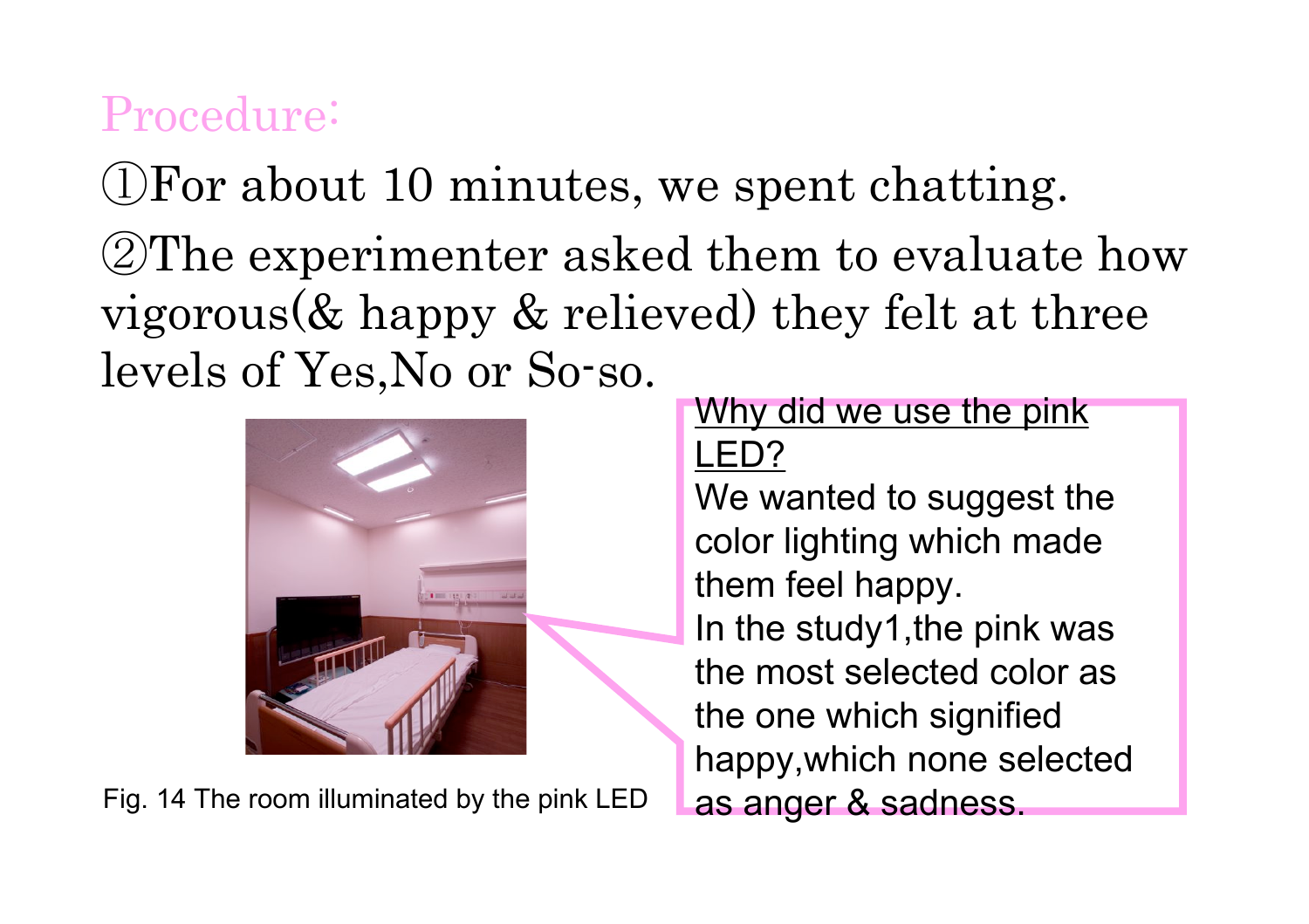## Procedure:

①For about 10 minutes, we spent chatting.

②The experimenter asked them to evaluate how vigorous(& happy & relieved) they felt at three levels of Yes,No or So-so.

Fig. 14 The room illuminated by the pink LED

<u>Why did we use the pink LED?</u>

We wanted to suggest the color lighting which made them feel happy.
In the study1,the pink was the most selected color as the one which signified happy,which none selected as anger & sadness.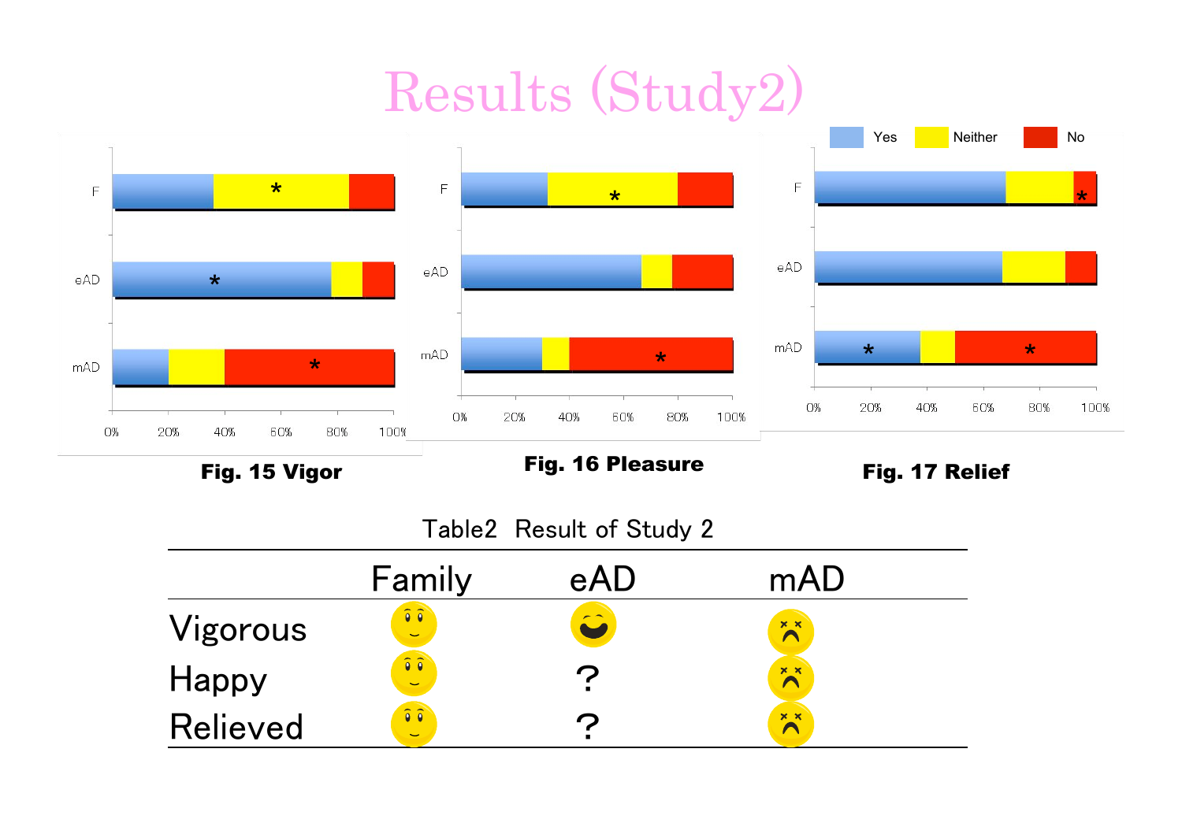# Results (Study2)

Fig. 15 Vigor

Fig. 16 Pleasure

Fig. 17 Relief

Table2 Result of Study 2

| | Family | eAD | mAD |
|---|---|---|---|
| Vigorous | 🙂 | 😄 | 😫 |
| Happy | 🙂 | ? | 😫 |
| Relieved | 🙂 | ? | 😫 |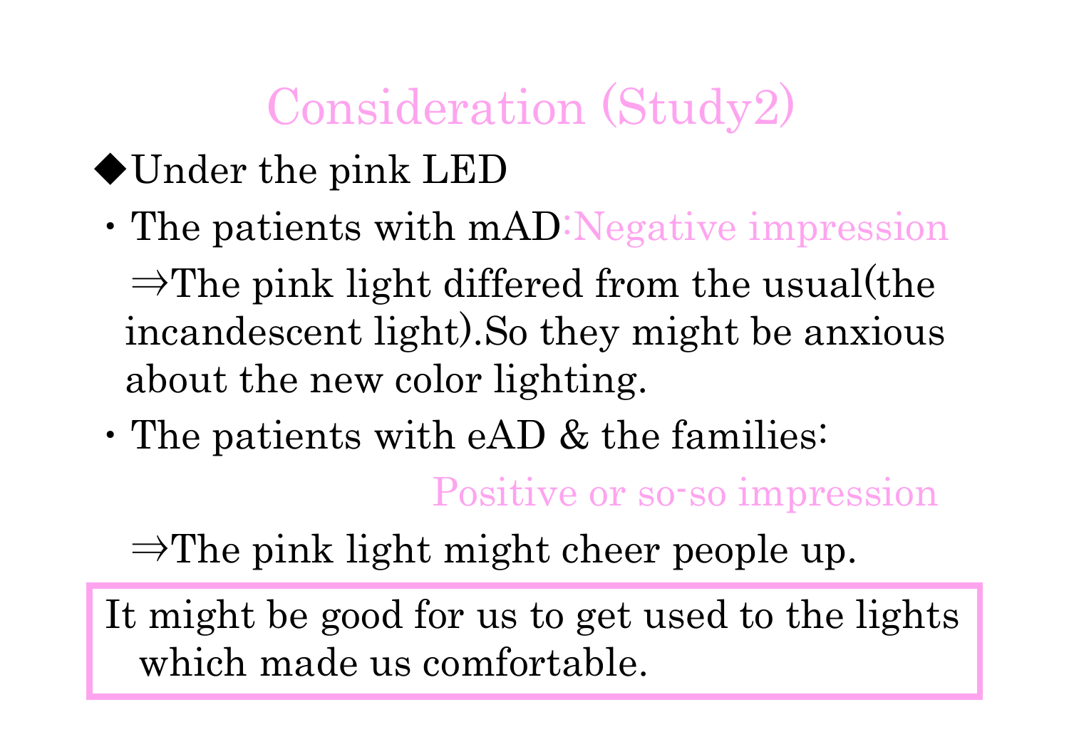# Consideration (Study2)

◆Under the pink LED

- The patients with mAD:Negative impression

  ⇒The pink light differed from the usual(the incandescent light).So they might be anxious about the new color lighting.

- The patients with eAD & the families:

  Positive or so-so impression

  ⇒The pink light might cheer people up.

It might be good for us to get used to the lights which made us comfortable.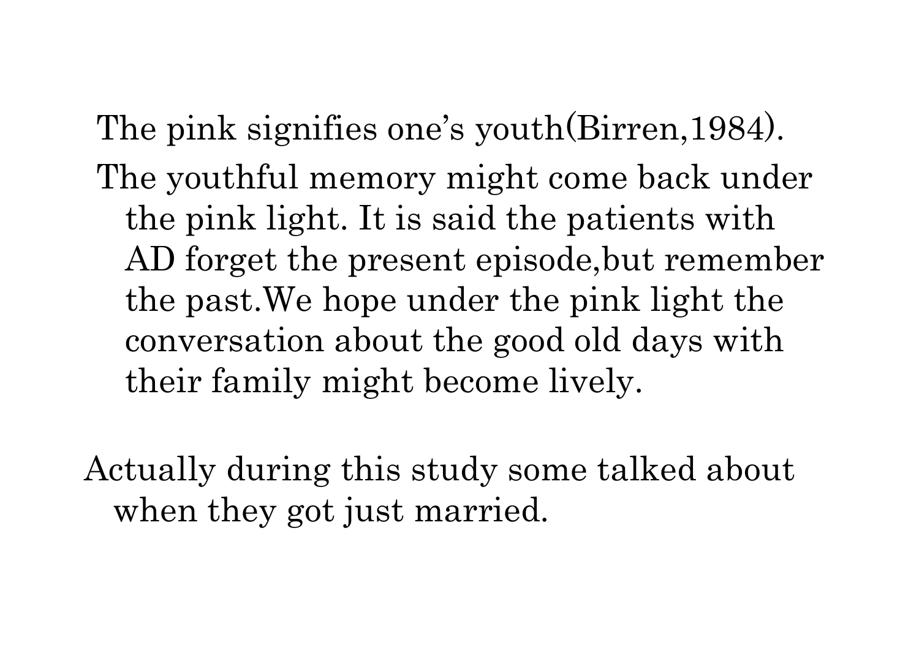The pink signifies one's youth(Birren,1984).

The youthful memory might come back under the pink light. It is said the patients with AD forget the present episode,but remember the past.We hope under the pink light the conversation about the good old days with their family might become lively.

Actually during this study some talked about when they got just married.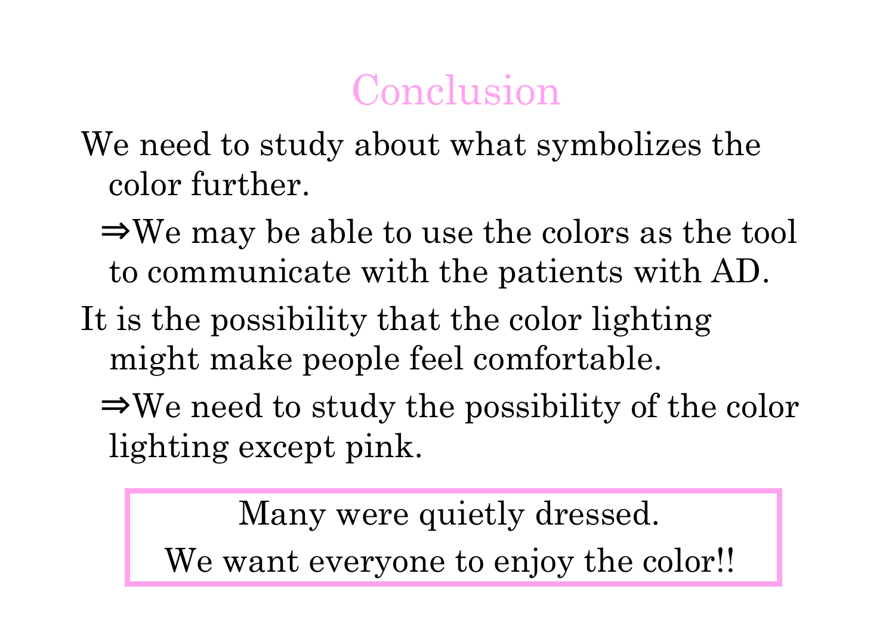# Conclusion

We need to study about what symbolizes the color further.

⇒We may be able to use the colors as the tool to communicate with the patients with AD.

It is the possibility that the color lighting might make people feel comfortable.

⇒We need to study the possibility of the color lighting except pink.

Many were quietly dressed.

We want everyone to enjoy the color!!